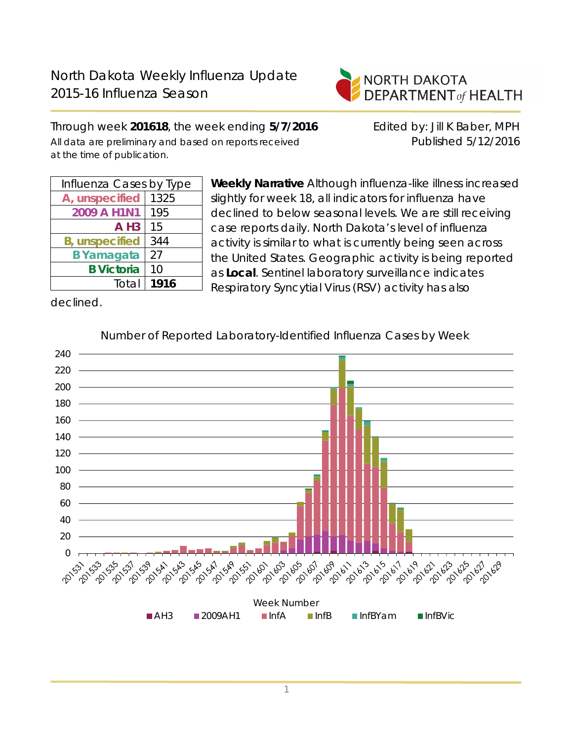# North Dakota Weekly Influenza Update
## 2015-16 Influenza Season

NORTH DAKOTA DEPARTMENT *of* HEALTH

Through week **201618**, the week ending **5/7/2016**

All data are preliminary and based on reports received at the time of publication.

Edited by: Jill K Baber, MPH

Published 5/12/2016

| Influenza Cases by Type | |
|---|---|
| A, unspecified | 1325 |
| 2009 A H1N1 | 195 |
| A H3 | 15 |
| B, unspecified | 344 |
| B Yamagata | 27 |
| B Victoria | 10 |
| Total | **1916** |

**Weekly Narrative** Although influenza-like illness increased slightly for week 18, all indicators for influenza have declined to below seasonal levels. We are still receiving case reports daily. North Dakota's level of influenza activity is similar to what is currently being seen across the United States. Geographic activity is being reported as **Local**. Sentinel laboratory surveillance indicates Respiratory Syncytial Virus (RSV) activity has also declined.

Number of Reported Laboratory-Identified Influenza Cases by Week

Week Number

AH3 | 2009AH1 | InfA | InfB | InfBYam | InfBVic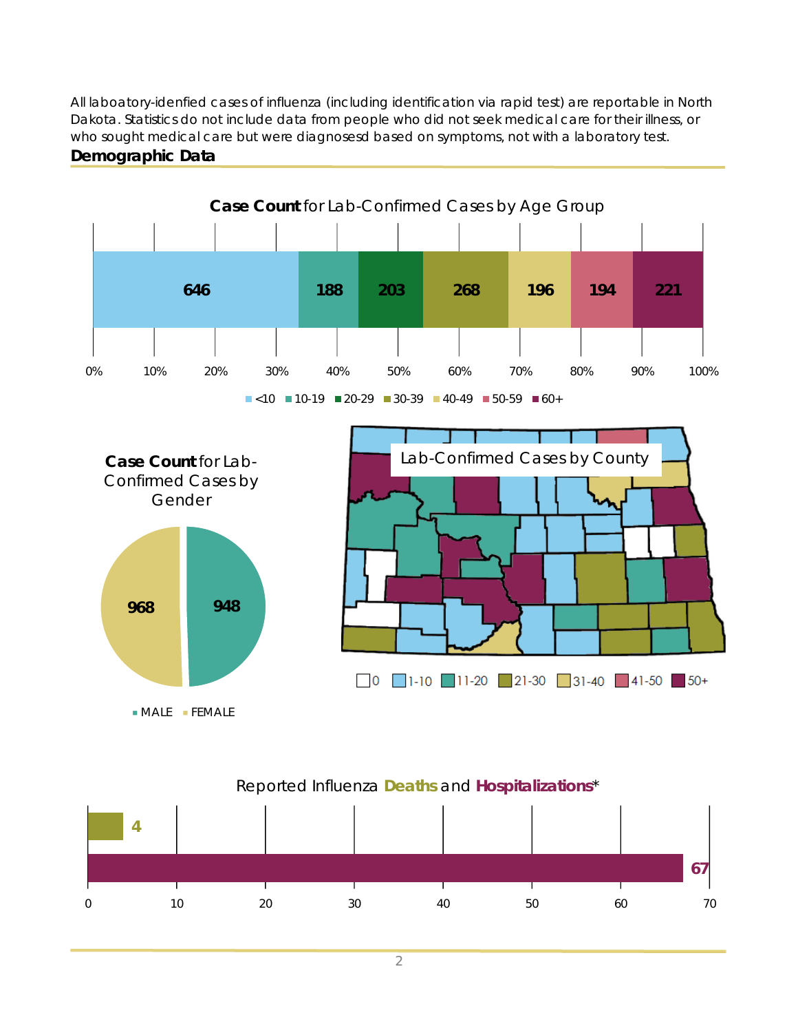All laboatory-idenfied cases of influenza (including identification via rapid test) are reportable in North Dakota. Statistics do not include data from people who did not seek medical care for their illness, or who sought medical care but were diagnosesd based on symptoms, not with a laboratory test.

## Demographic Data

**Case Count** for Lab-Confirmed Cases by Age Group

| <10 | 10-19 | 20-29 | 30-39 | 40-49 | 50-59 | 60+ |
|---|---|---|---|---|---|---|
| 646 | 188 | 203 | 268 | 196 | 194 | 221 |

**Case Count** for Lab-Confirmed Cases by Gender

| MALE | FEMALE |
|---|---|
| 948 | 968 |

Lab-Confirmed Cases by County

0 | 1-10 | 11-20 | 21-30 | 31-40 | 41-50 | 50+

Reported Influenza **Deaths** and **Hospitalizations***

| Deaths | Hospitalizations |
|---|---|
| 4 | 67 |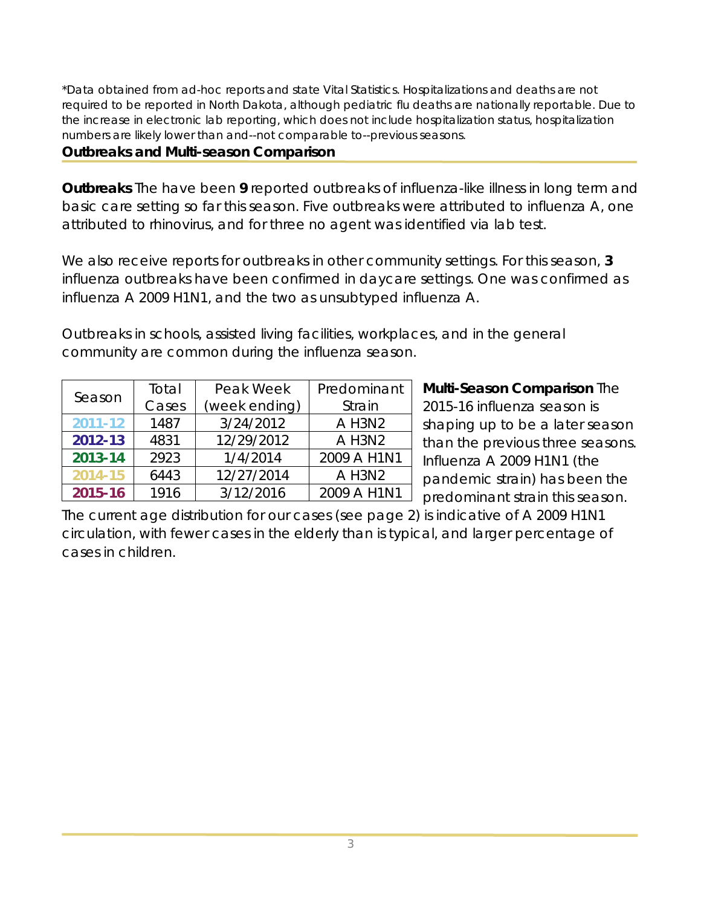*Data obtained from ad-hoc reports and state Vital Statistics. Hospitalizations and deaths are not required to be reported in North Dakota, although pediatric flu deaths are nationally reportable. Due to the increase in electronic lab reporting, which does not include hospitalization status, hospitalization numbers are likely lower than and--not comparable to--previous seasons.

## Outbreaks and Multi-season Comparison

**Outbreaks** The have been **9** reported outbreaks of influenza-like illness in long term and basic care setting so far this season. Five outbreaks were attributed to influenza A, one attributed to rhinovirus, and for three no agent was identified via lab test.

We also receive reports for outbreaks in other community settings. For this season, **3** influenza outbreaks have been confirmed in daycare settings. One was confirmed as influenza A 2009 H1N1, and the two as unsubtyped influenza A.

Outbreaks in schools, assisted living facilities, workplaces, and in the general community are common during the influenza season.

| Season | Total Cases | Peak Week (week ending) | Predominant Strain |
|---|---|---|---|
| **2011-12** | 1487 | 3/24/2012 | A H3N2 |
| **2012-13** | 4831 | 12/29/2012 | A H3N2 |
| **2013-14** | 2923 | 1/4/2014 | 2009 A H1N1 |
| **2014-15** | 6443 | 12/27/2014 | A H3N2 |
| **2015-16** | 1916 | 3/12/2016 | 2009 A H1N1 |

**Multi-Season Comparison** The 2015-16 influenza season is shaping up to be a later season than the previous three seasons. Influenza A 2009 H1N1 (the pandemic strain) has been the predominant strain this season. The current age distribution for our cases (see page 2) is indicative of A 2009 H1N1 circulation, with fewer cases in the elderly than is typical, and larger percentage of cases in children.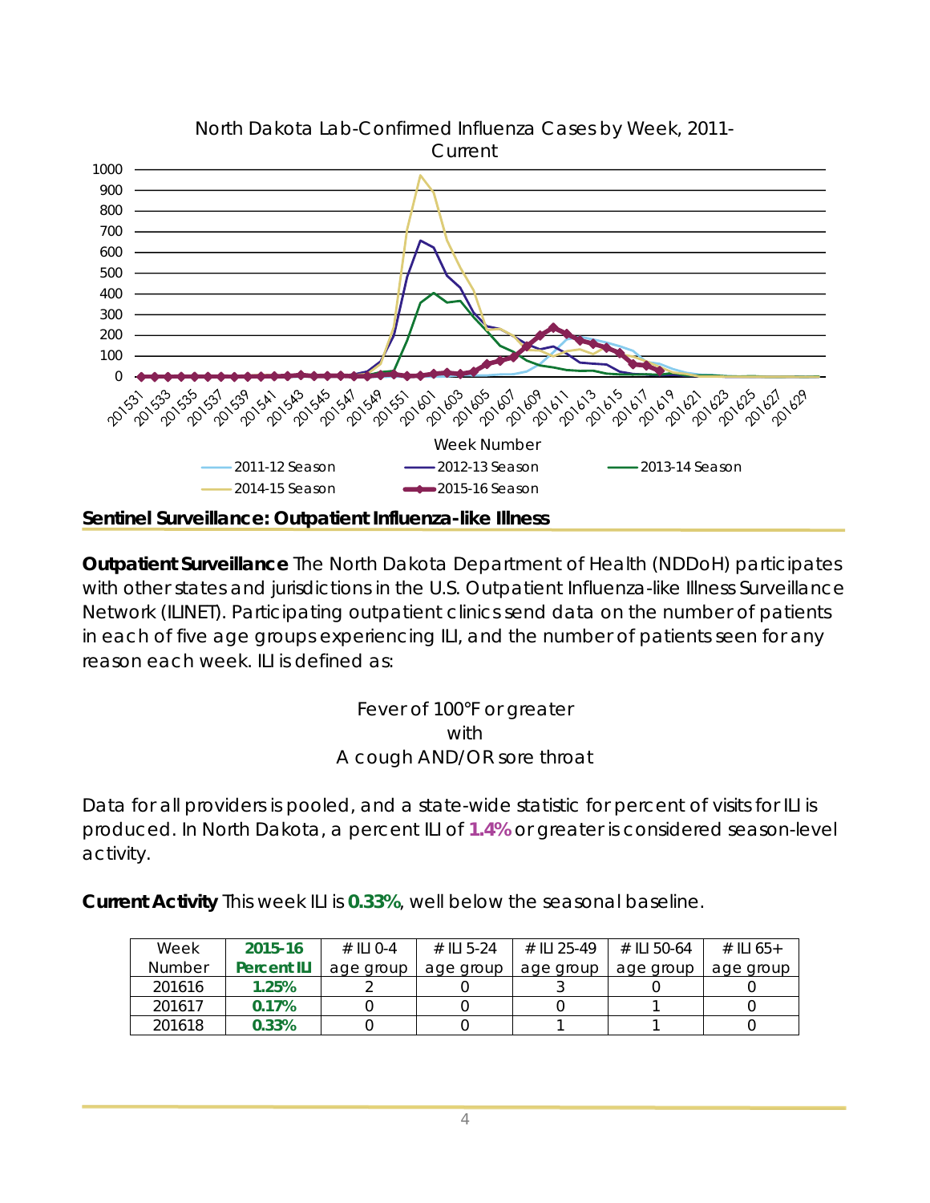North Dakota Lab-Confirmed Influenza Cases by Week, 2011-Current

## Sentinel Surveillance: Outpatient Influenza-like Illness

**Outpatient Surveillance** The North Dakota Department of Health (NDDoH) participates with other states and jurisdictions in the U.S. Outpatient Influenza-like Illness Surveillance Network (ILINET). Participating outpatient clinics send data on the number of patients in each of five age groups experiencing ILI, and the number of patients seen for any reason each week. ILI is defined as:

Fever of 100°F or greater
with
A cough AND/OR sore throat

Data for all providers is pooled, and a state-wide statistic for percent of visits for ILI is produced. In North Dakota, a percent ILI of **1.4%** or greater is considered season-level activity.

**Current Activity** This week ILI is **0.33%**, well below the seasonal baseline.

| Week Number | 2015-16 Percent ILI | # ILI 0-4 age group | # ILI 5-24 age group | # ILI 25-49 age group | # ILI 50-64 age group | # ILI 65+ age group |
|---|---|---|---|---|---|---|
| 201616 | 1.25% | 2 | 0 | 3 | 0 | 0 |
| 201617 | 0.17% | 0 | 0 | 0 | 1 | 0 |
| 201618 | 0.33% | 0 | 0 | 1 | 1 | 0 |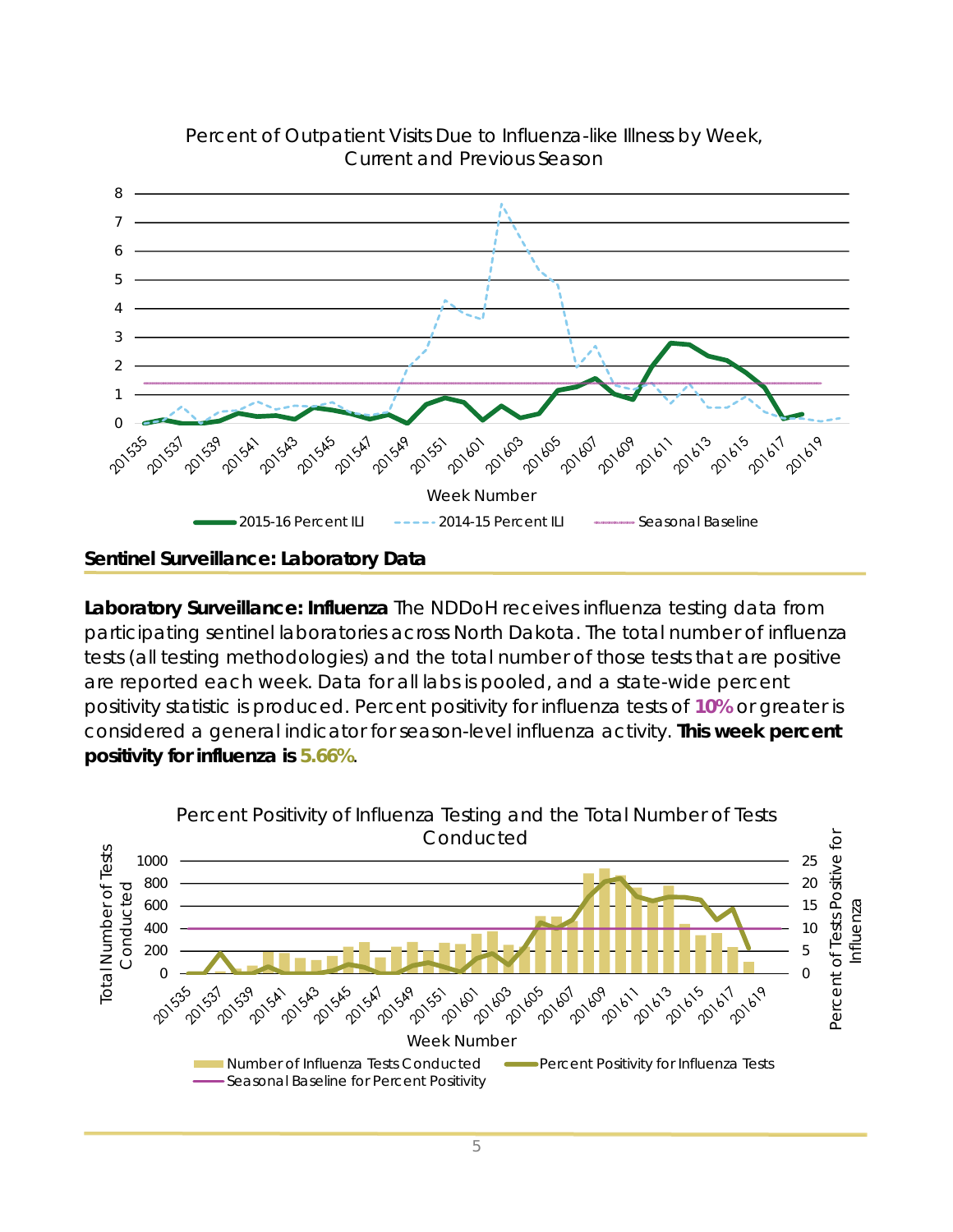Percent of Outpatient Visits Due to Influenza-like Illness by Week, Current and Previous Season

## Sentinel Surveillance: Laboratory Data

**Laboratory Surveillance: Influenza** The NDDoH receives influenza testing data from participating sentinel laboratories across North Dakota. The total number of influenza tests (all testing methodologies) and the total number of those tests that are positive are reported each week. Data for all labs is pooled, and a state-wide percent positivity statistic is produced. Percent positivity for influenza tests of **10%** or greater is considered a general indicator for season-level influenza activity. **This week percent positivity for influenza is 5.66%**.

Percent Positivity of Influenza Testing and the Total Number of Tests Conducted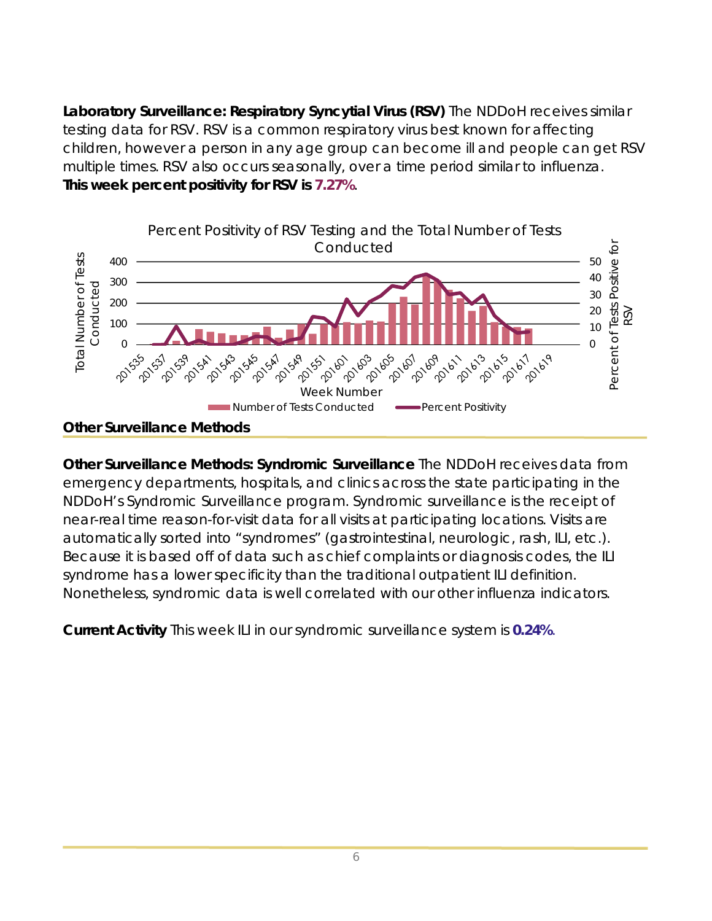**Laboratory Surveillance: Respiratory Syncytial Virus (RSV)** The NDDoH receives similar testing data for RSV. RSV is a common respiratory virus best known for affecting children, however a person in any age group can become ill and people can get RSV multiple times. RSV also occurs seasonally, over a time period similar to influenza. **This week percent positivity for RSV is 7.27%.**

Percent Positivity of RSV Testing and the Total Number of Tests Conducted

## Other Surveillance Methods

**Other Surveillance Methods: Syndromic Surveillance** The NDDoH receives data from emergency departments, hospitals, and clinics across the state participating in the NDDoH's Syndromic Surveillance program. Syndromic surveillance is the receipt of near-real time reason-for-visit data for all visits at participating locations. Visits are automatically sorted into "syndromes" (gastrointestinal, neurologic, rash, ILI, etc.). Because it is based off of data such as chief complaints or diagnosis codes, the ILI syndrome has a lower specificity than the traditional outpatient ILI definition. Nonetheless, syndromic data is well correlated with our other influenza indicators.

**Current Activity** This week ILI in our syndromic surveillance system is **0.24%**.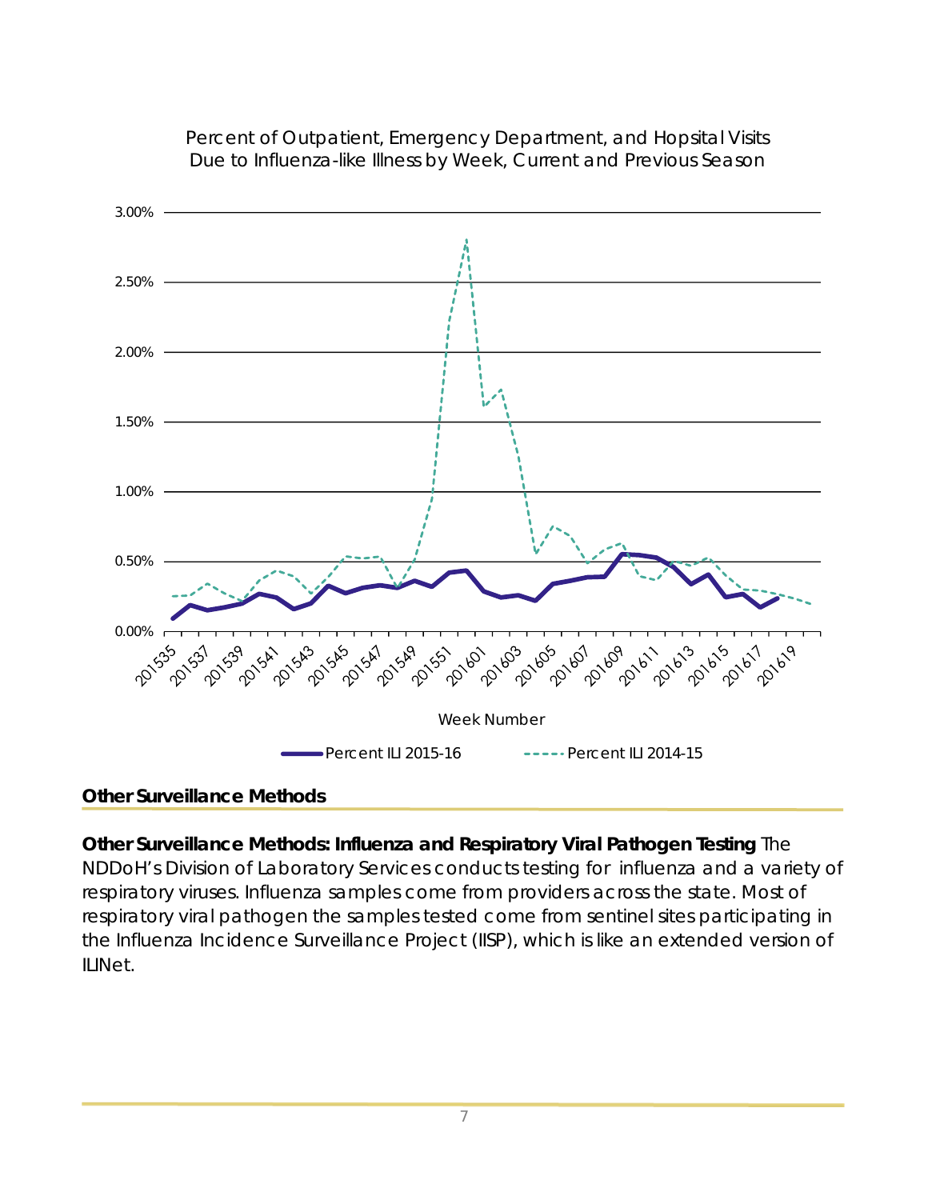Percent of Outpatient, Emergency Department, and Hopsital Visits Due to Influenza-like Illness by Week, Current and Previous Season

## Other Surveillance Methods

**Other Surveillance Methods: Influenza and Respiratory Viral Pathogen Testing** The NDDoH's Division of Laboratory Services conducts testing for influenza and a variety of respiratory viruses. Influenza samples come from providers across the state. Most of respiratory viral pathogen the samples tested come from sentinel sites participating in the Influenza Incidence Surveillance Project (IISP), which is like an extended version of ILINet.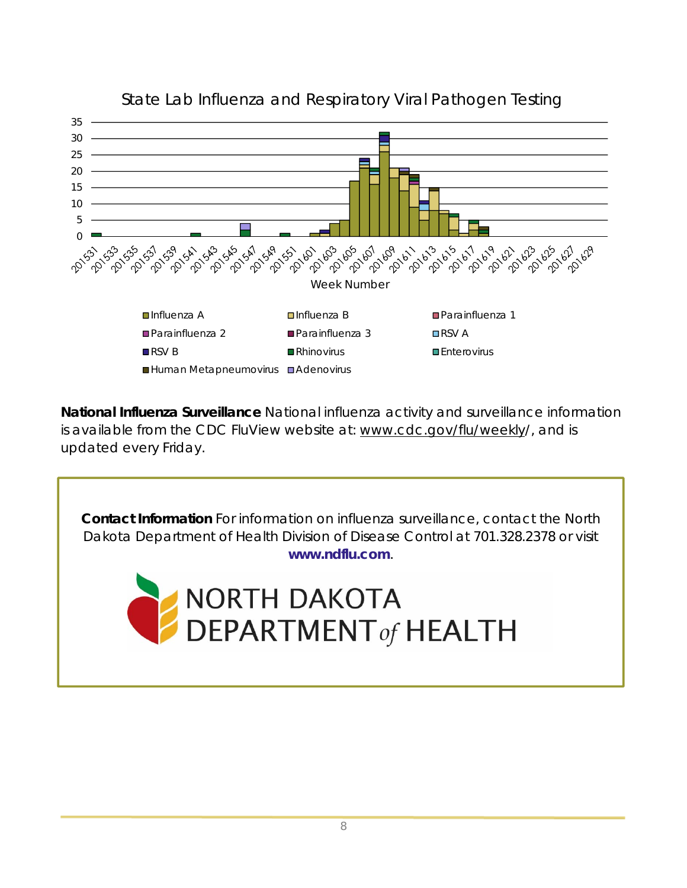State Lab Influenza and Respiratory Viral Pathogen Testing

35
30
25
20
15
10
5
0

201531 201533 201535 201537 201539 201541 201543 201545 201547 201549 201551 201601 201603 201605 201607 201609 201611 201613 201615 201617 201619 201621 201623 201625 201627 201629

Week Number

Influenza A
Influenza B
Parainfluenza 1
Parainfluenza 2
Parainfluenza 3
RSV A
RSV B
Rhinovirus
Enterovirus
Human Metapneumovirus
Adenovirus

**National Influenza Surveillance** National influenza activity and surveillance information is available from the CDC FluView website at: www.cdc.gov/flu/weekly/, and is updated every Friday.

**Contact Information** For information on influenza surveillance, contact the North Dakota Department of Health Division of Disease Control at 701.328.2378 or visit **www.ndflu.com**.

NORTH DAKOTA DEPARTMENT *of* HEALTH